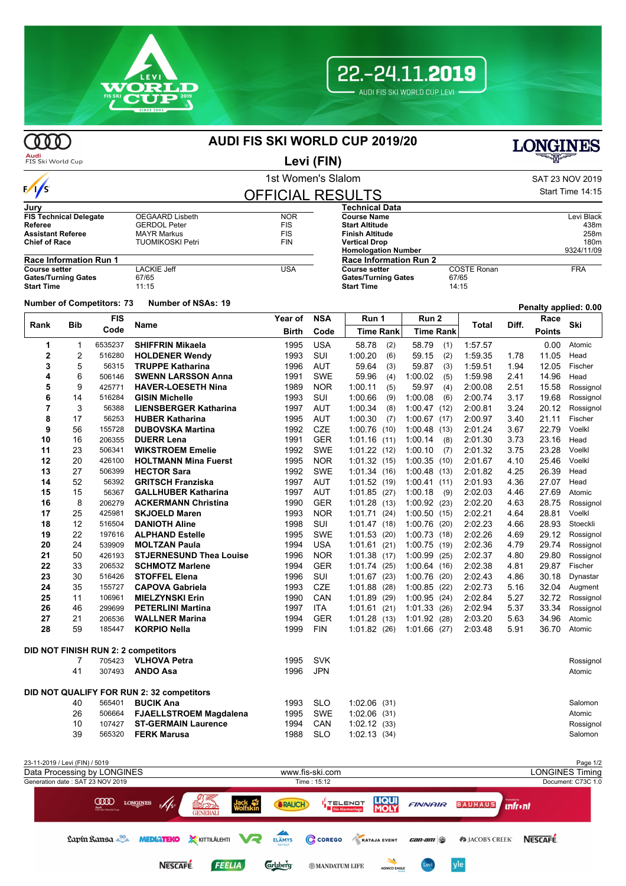# AUDI FIS SKI WORLD CUP 2019/20

## Levi (FIN)

### 1st Women's Slalom

SAT 23 NOV 2019
Start Time 14:15

## OFFICIAL RESULTS

| Jury | | |
|---|---|---|
| **FIS Technical Delegate** | OEGAARD Lisbeth | NOR |
| **Referee** | GERDOL Peter | FIS |
| **Assistant Referee** | MAYR Markus | FIS |
| **Chief of Race** | TUOMIKOSKI Petri | FIN |

| Technical Data | |
|---|---|
| **Course Name** | Levi Black |
| **Start Altitude** | 438m |
| **Finish Altitude** | 258m |
| **Vertical Drop** | 180m |
| **Homologation Number** | 9324/11/09 |

| Race Information Run 1 | | |
|---|---|---|
| **Course setter** | LACKIE Jeff | USA |
| **Gates/Turning Gates** | 67/65 | |
| **Start Time** | 11:15 | |

| Race Information Run 2 | | |
|---|---|---|
| **Course setter** | COSTE Ronan | FRA |
| **Gates/Turning Gates** | 67/65 | |
| **Start Time** | 14:15 | |

**Number of Competitors: 73** **Number of NSAs: 19**

**Penalty applied: 0.00**

| Rank | Bib | FIS Code | Name | Year of Birth | NSA Code | Run 1 Time | Rank | Run 2 Time | Rank | Total | Diff. | Race Points | Ski |
|---|---|---|---|---|---|---|---|---|---|---|---|---|---|
| 1 | 1 | 6535237 | **SHIFFRIN Mikaela** | 1995 | USA | 58.78 | (2) | 58.79 | (1) | 1:57.57 | | 0.00 | Atomic |
| 2 | 2 | 516280 | **HOLDENER Wendy** | 1993 | SUI | 1:00.20 | (6) | 59.15 | (2) | 1:59.35 | 1.78 | 11.05 | Head |
| 3 | 5 | 56315 | **TRUPPE Katharina** | 1996 | AUT | 59.64 | (3) | 59.87 | (3) | 1:59.51 | 1.94 | 12.05 | Fischer |
| 4 | 6 | 506146 | **SWENN LARSSON Anna** | 1991 | SWE | 59.96 | (4) | 1:00.02 | (5) | 1:59.98 | 2.41 | 14.96 | Head |
| 5 | 9 | 425771 | **HAVER-LOESETH Nina** | 1989 | NOR | 1:00.11 | (5) | 59.97 | (4) | 2:00.08 | 2.51 | 15.58 | Rossignol |
| 6 | 14 | 516284 | **GISIN Michelle** | 1993 | SUI | 1:00.66 | (9) | 1:00.08 | (6) | 2:00.74 | 3.17 | 19.68 | Rossignol |
| 7 | 3 | 56388 | **LIENSBERGER Katharina** | 1997 | AUT | 1:00.34 | (8) | 1:00.47 | (12) | 2:00.81 | 3.24 | 20.12 | Rossignol |
| 8 | 17 | 56253 | **HUBER Katharina** | 1995 | AUT | 1:00.30 | (7) | 1:00.67 | (17) | 2:00.97 | 3.40 | 21.11 | Fischer |
| 9 | 56 | 155728 | **DUBOVSKA Martina** | 1992 | CZE | 1:00.76 | (10) | 1:00.48 | (13) | 2:01.24 | 3.67 | 22.79 | Voelkl |
| 10 | 16 | 206355 | **DUERR Lena** | 1991 | GER | 1:01.16 | (11) | 1:00.14 | (8) | 2:01.30 | 3.73 | 23.16 | Head |
| 11 | 23 | 506341 | **WIKSTROEM Emelie** | 1992 | SWE | 1:01.22 | (12) | 1:00.10 | (7) | 2:01.32 | 3.75 | 23.28 | Voelkl |
| 12 | 20 | 426100 | **HOLTMANN Mina Fuerst** | 1995 | NOR | 1:01.32 | (15) | 1:00.35 | (10) | 2:01.67 | 4.10 | 25.46 | Voelkl |
| 13 | 27 | 506399 | **HECTOR Sara** | 1992 | SWE | 1:01.34 | (16) | 1:00.48 | (13) | 2:01.82 | 4.25 | 26.39 | Head |
| 14 | 52 | 56392 | **GRITSCH Franziska** | 1997 | AUT | 1:01.52 | (19) | 1:00.41 | (11) | 2:01.93 | 4.36 | 27.07 | Head |
| 15 | 15 | 56367 | **GALLHUBER Katharina** | 1997 | AUT | 1:01.85 | (27) | 1:00.18 | (9) | 2:02.03 | 4.46 | 27.69 | Atomic |
| 16 | 8 | 206279 | **ACKERMANN Christina** | 1990 | GER | 1:01.28 | (13) | 1:00.92 | (23) | 2:02.20 | 4.63 | 28.75 | Rossignol |
| 17 | 25 | 425981 | **SKJOELD Maren** | 1993 | NOR | 1:01.71 | (24) | 1:00.50 | (15) | 2:02.21 | 4.64 | 28.81 | Voelkl |
| 18 | 12 | 516504 | **DANIOTH Aline** | 1998 | SUI | 1:01.47 | (18) | 1:00.76 | (20) | 2:02.23 | 4.66 | 28.93 | Stoeckli |
| 19 | 22 | 197616 | **ALPHAND Estelle** | 1995 | SWE | 1:01.53 | (20) | 1:00.73 | (18) | 2:02.26 | 4.69 | 29.12 | Rossignol |
| 20 | 24 | 539909 | **MOLTZAN Paula** | 1994 | USA | 1:01.61 | (21) | 1:00.75 | (19) | 2:02.36 | 4.79 | 29.74 | Rossignol |
| 21 | 50 | 426193 | **STJERNESUND Thea Louise** | 1996 | NOR | 1:01.38 | (17) | 1:00.99 | (25) | 2:02.37 | 4.80 | 29.80 | Rossignol |
| 22 | 33 | 206532 | **SCHMOTZ Marlene** | 1994 | GER | 1:01.74 | (25) | 1:00.64 | (16) | 2:02.38 | 4.81 | 29.87 | Fischer |
| 23 | 30 | 516426 | **STOFFEL Elena** | 1996 | SUI | 1:01.67 | (23) | 1:00.76 | (20) | 2:02.43 | 4.86 | 30.18 | Dynastar |
| 24 | 35 | 155727 | **CAPOVA Gabriela** | 1993 | CZE | 1:01.88 | (28) | 1:00.85 | (22) | 2:02.73 | 5.16 | 32.04 | Augment |
| 25 | 11 | 106961 | **MIELZYNSKI Erin** | 1990 | CAN | 1:01.89 | (29) | 1:00.95 | (24) | 2:02.84 | 5.27 | 32.72 | Rossignol |
| 26 | 46 | 299699 | **PETERLINI Martina** | 1997 | ITA | 1:01.61 | (21) | 1:01.33 | (26) | 2:02.94 | 5.37 | 33.34 | Rossignol |
| 27 | 21 | 206536 | **WALLNER Marina** | 1994 | GER | 1:01.28 | (13) | 1:01.92 | (28) | 2:03.20 | 5.63 | 34.96 | Atomic |
| 28 | 59 | 185447 | **KORPIO Nella** | 1999 | FIN | 1:01.82 | (26) | 1:01.66 | (27) | 2:03.48 | 5.91 | 36.70 | Atomic |

**DID NOT FINISH RUN 2: 2 competitors**

| Bib | FIS Code | Name | Year of Birth | NSA Code | Ski |
|---|---|---|---|---|---|
| 7 | 705423 | **VLHOVA Petra** | 1995 | SVK | Rossignol |
| 41 | 307493 | **ANDO Asa** | 1996 | JPN | Atomic |

**DID NOT QUALIFY FOR RUN 2: 32 competitors**

| Bib | FIS Code | Name | Year of Birth | NSA Code | Run 1 Time | Rank | Ski |
|---|---|---|---|---|---|---|---|
| 40 | 565401 | **BUCIK Ana** | 1993 | SLO | 1:02.06 | (31) | Salomon |
| 26 | 506664 | **FJAELLSTROEM Magdalena** | 1995 | SWE | 1:02.06 | (31) | Atomic |
| 10 | 107427 | **ST-GERMAIN Laurence** | 1994 | CAN | 1:02.12 | (33) | Rossignol |
| 39 | 565320 | **FERK Marusa** | 1988 | SLO | 1:02.13 | (34) | Salomon |

23-11-2019 / Levi (FIN) / 5019
Data Processing by LONGINES — www.fis-ski.com — LONGINES Timing
Generation date : SAT 23 NOV 2019 — Time : 15:12 — Document: C73C 1.0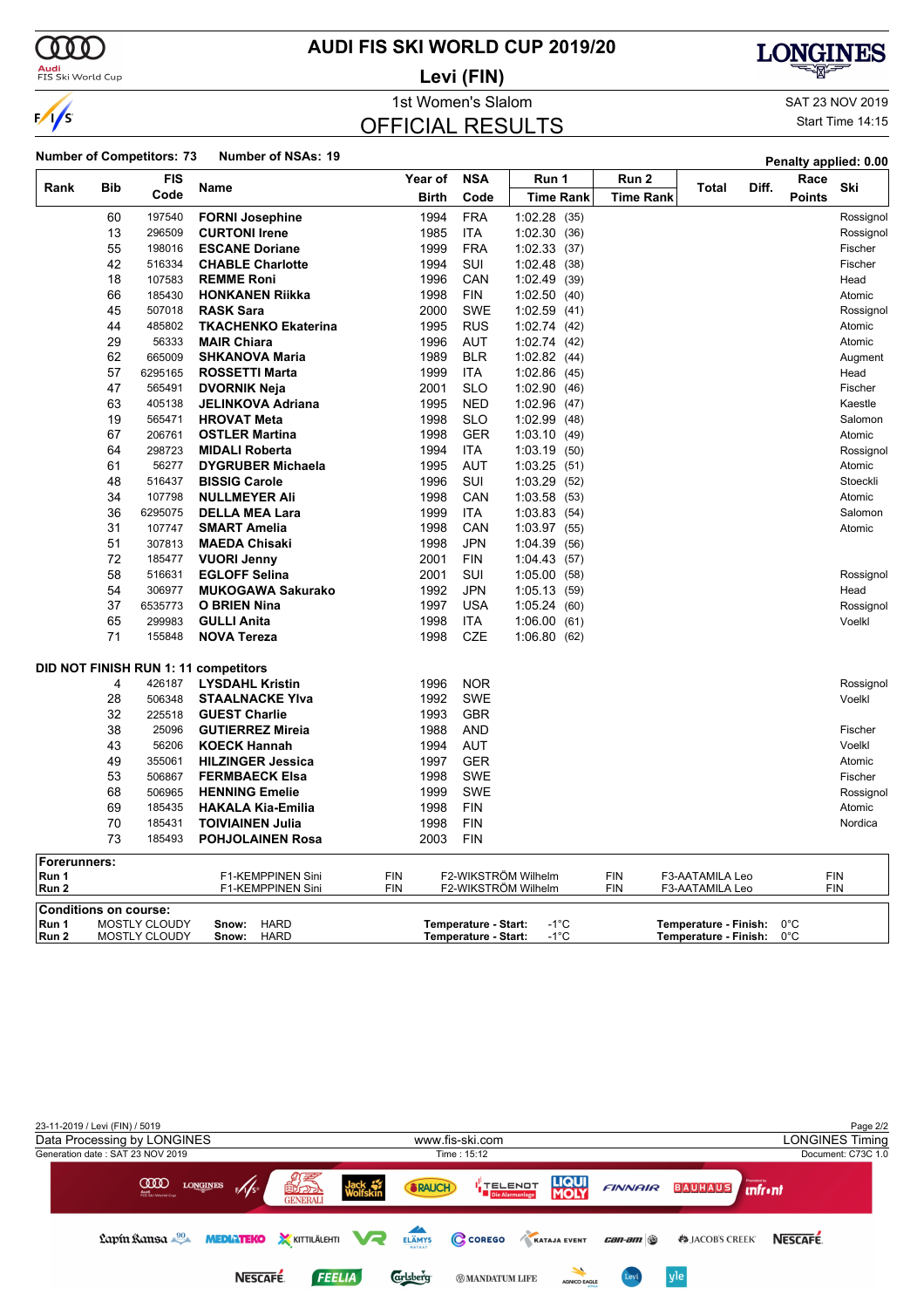# AUDI FIS SKI WORLD CUP 2019/20

## Levi (FIN)

1st Women's Slalom

SAT 23 NOV 2019

# OFFICIAL RESULTS

Start Time 14:15

**Number of Competitors: 73** **Number of NSAs: 19** **Penalty applied: 0.00**

| Rank | Bib | FIS Code | Name | Year of Birth | NSA Code | Run 1 Time Rank | Run 2 Time Rank | Total | Diff. | Race Points | Ski |
|---|---|---|---|---|---|---|---|---|---|---|---|
| | 60 | 197540 | **FORNI Josephine** | 1994 | FRA | 1:02.28 (35) | | | | | Rossignol |
| | 13 | 296509 | **CURTONI Irene** | 1985 | ITA | 1:02.30 (36) | | | | | Rossignol |
| | 55 | 198016 | **ESCANE Doriane** | 1999 | FRA | 1:02.33 (37) | | | | | Fischer |
| | 42 | 516334 | **CHABLE Charlotte** | 1994 | SUI | 1:02.48 (38) | | | | | Fischer |
| | 18 | 107583 | **REMME Roni** | 1996 | CAN | 1:02.49 (39) | | | | | Head |
| | 66 | 185430 | **HONKANEN Riikka** | 1998 | FIN | 1:02.50 (40) | | | | | Atomic |
| | 45 | 507018 | **RASK Sara** | 2000 | SWE | 1:02.59 (41) | | | | | Rossignol |
| | 44 | 485802 | **TKACHENKO Ekaterina** | 1995 | RUS | 1:02.74 (42) | | | | | Atomic |
| | 29 | 56333 | **MAIR Chiara** | 1996 | AUT | 1:02.74 (42) | | | | | Atomic |
| | 62 | 665009 | **SHKANOVA Maria** | 1989 | BLR | 1:02.82 (44) | | | | | Augment |
| | 57 | 6295165 | **ROSSETTI Marta** | 1999 | ITA | 1:02.86 (45) | | | | | Head |
| | 47 | 565491 | **DVORNIK Neja** | 2001 | SLO | 1:02.90 (46) | | | | | Fischer |
| | 63 | 405138 | **JELINKOVA Adriana** | 1995 | NED | 1:02.96 (47) | | | | | Kaestle |
| | 19 | 565471 | **HROVAT Meta** | 1998 | SLO | 1:02.99 (48) | | | | | Salomon |
| | 67 | 206761 | **OSTLER Martina** | 1998 | GER | 1:03.10 (49) | | | | | Atomic |
| | 64 | 298723 | **MIDALI Roberta** | 1994 | ITA | 1:03.19 (50) | | | | | Rossignol |
| | 61 | 56277 | **DYGRUBER Michaela** | 1995 | AUT | 1:03.25 (51) | | | | | Atomic |
| | 48 | 516437 | **BISSIG Carole** | 1996 | SUI | 1:03.29 (52) | | | | | Stoeckli |
| | 34 | 107798 | **NULLMEYER Ali** | 1998 | CAN | 1:03.58 (53) | | | | | Atomic |
| | 36 | 6295075 | **DELLA MEA Lara** | 1999 | ITA | 1:03.83 (54) | | | | | Salomon |
| | 31 | 107747 | **SMART Amelia** | 1998 | CAN | 1:03.97 (55) | | | | | Atomic |
| | 51 | 307813 | **MAEDA Chisaki** | 1998 | JPN | 1:04.39 (56) | | | | | |
| | 72 | 185477 | **VUORI Jenny** | 2001 | FIN | 1:04.43 (57) | | | | | |
| | 58 | 516631 | **EGLOFF Selina** | 2001 | SUI | 1:05.00 (58) | | | | | Rossignol |
| | 54 | 306977 | **MUKOGAWA Sakurako** | 1992 | JPN | 1:05.13 (59) | | | | | Head |
| | 37 | 6535773 | **O BRIEN Nina** | 1997 | USA | 1:05.24 (60) | | | | | Rossignol |
| | 65 | 299983 | **GULLI Anita** | 1998 | ITA | 1:06.00 (61) | | | | | Voelkl |
| | 71 | 155848 | **NOVA Tereza** | 1998 | CZE | 1:06.80 (62) | | | | | |

**DID NOT FINISH RUN 1: 11 competitors**

| Rank | Bib | FIS Code | Name | Year of Birth | NSA Code | Ski |
|---|---|---|---|---|---|---|
| | 4 | 426187 | **LYSDAHL Kristin** | 1996 | NOR | Rossignol |
| | 28 | 506348 | **STAALNACKE Ylva** | 1992 | SWE | Voelkl |
| | 32 | 225518 | **GUEST Charlie** | 1993 | GBR | |
| | 38 | 25096 | **GUTIERREZ Mireia** | 1988 | AND | Fischer |
| | 43 | 56206 | **KOECK Hannah** | 1994 | AUT | Voelkl |
| | 49 | 355061 | **HILZINGER Jessica** | 1997 | GER | Atomic |
| | 53 | 506867 | **FERMBAECK Elsa** | 1998 | SWE | Fischer |
| | 68 | 506965 | **HENNING Emelie** | 1999 | SWE | Rossignol |
| | 69 | 185435 | **HAKALA Kia-Emilia** | 1998 | FIN | Atomic |
| | 70 | 185431 | **TOIVIAINEN Julia** | 1998 | FIN | Nordica |
| | 73 | 185493 | **POHJOLAINEN Rosa** | 2003 | FIN | |

**Forerunners:**

| | | | | | | |
|---|---|---|---|---|---|---|
| Run 1 | F1-KEMPPINEN Sini | FIN | F2-WIKSTRÖM Wilhelm | FIN | F3-AATAMILA Leo | FIN |
| Run 2 | F1-KEMPPINEN Sini | FIN | F2-WIKSTRÖM Wilhelm | FIN | F3-AATAMILA Leo | FIN |

**Conditions on course:**

| | | | | |
|---|---|---|---|---|
| Run 1 | MOSTLY CLOUDY | Snow: HARD | Temperature - Start: -1°C | Temperature - Finish: 0°C |
| Run 2 | MOSTLY CLOUDY | Snow: HARD | Temperature - Start: -1°C | Temperature - Finish: 0°C |

23-11-2019 / Levi (FIN) / 5019

Data Processing by LONGINES — www.fis-ski.com — LONGINES Timing

Generation date : SAT 23 NOV 2019 — Time : 15:12 — Document: C73C 1.0